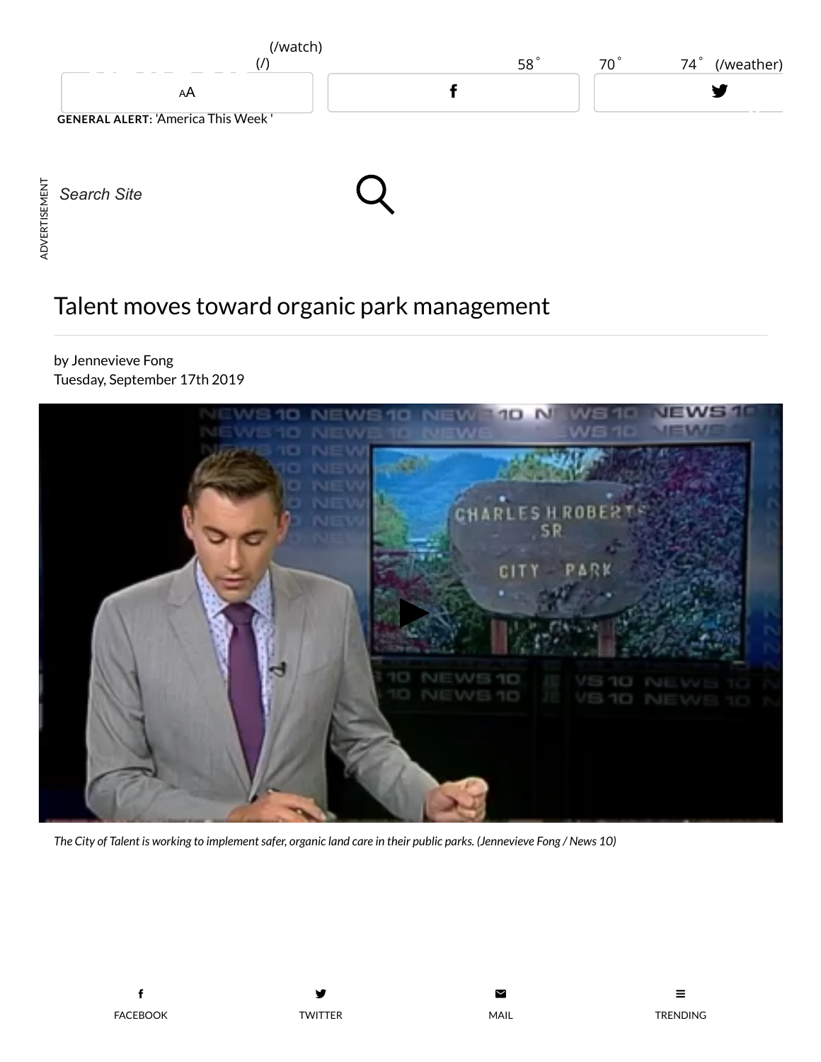GENERAL ALERT: 'America This Week '

# Talent moves toward organic park management

by Jennevieve Fong
Tuesday, September 17th 2019

*The City of Talent is working to implement safer, organic land care in their public parks. (Jennevieve Fong / News 10)*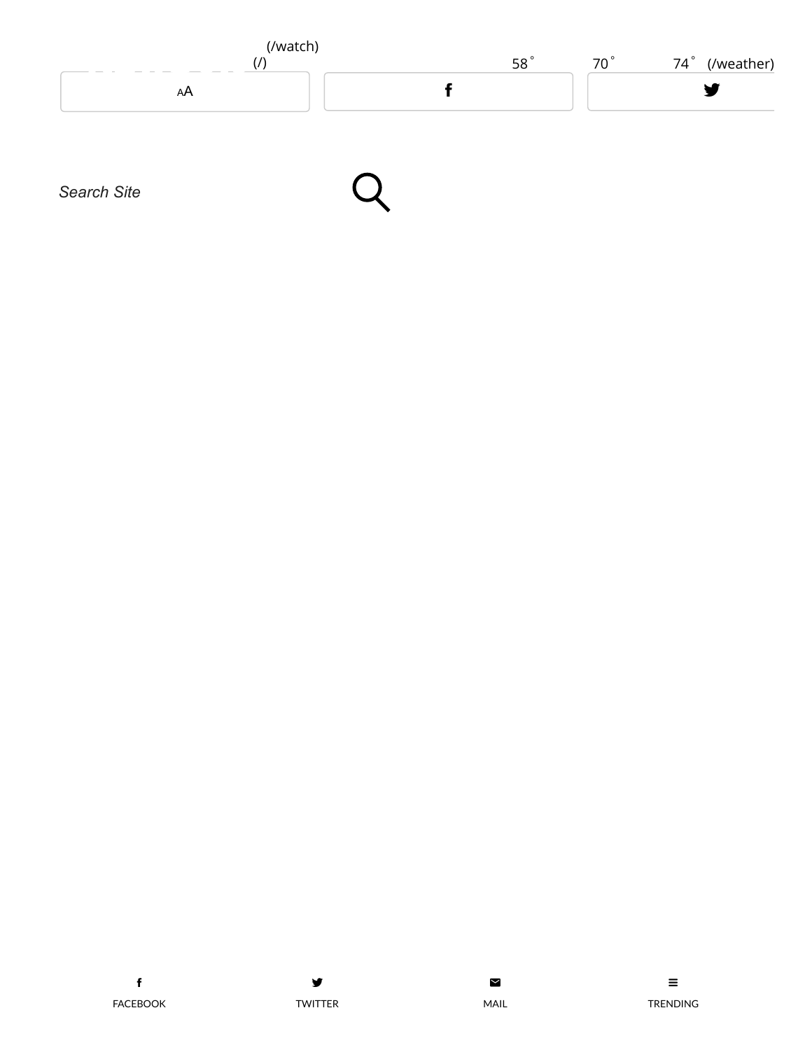(/watch)
(/)

58° 70° 74° (/weather)

AA

f

Search Site

f
FACEBOOK

TWITTER

MAIL

TRENDING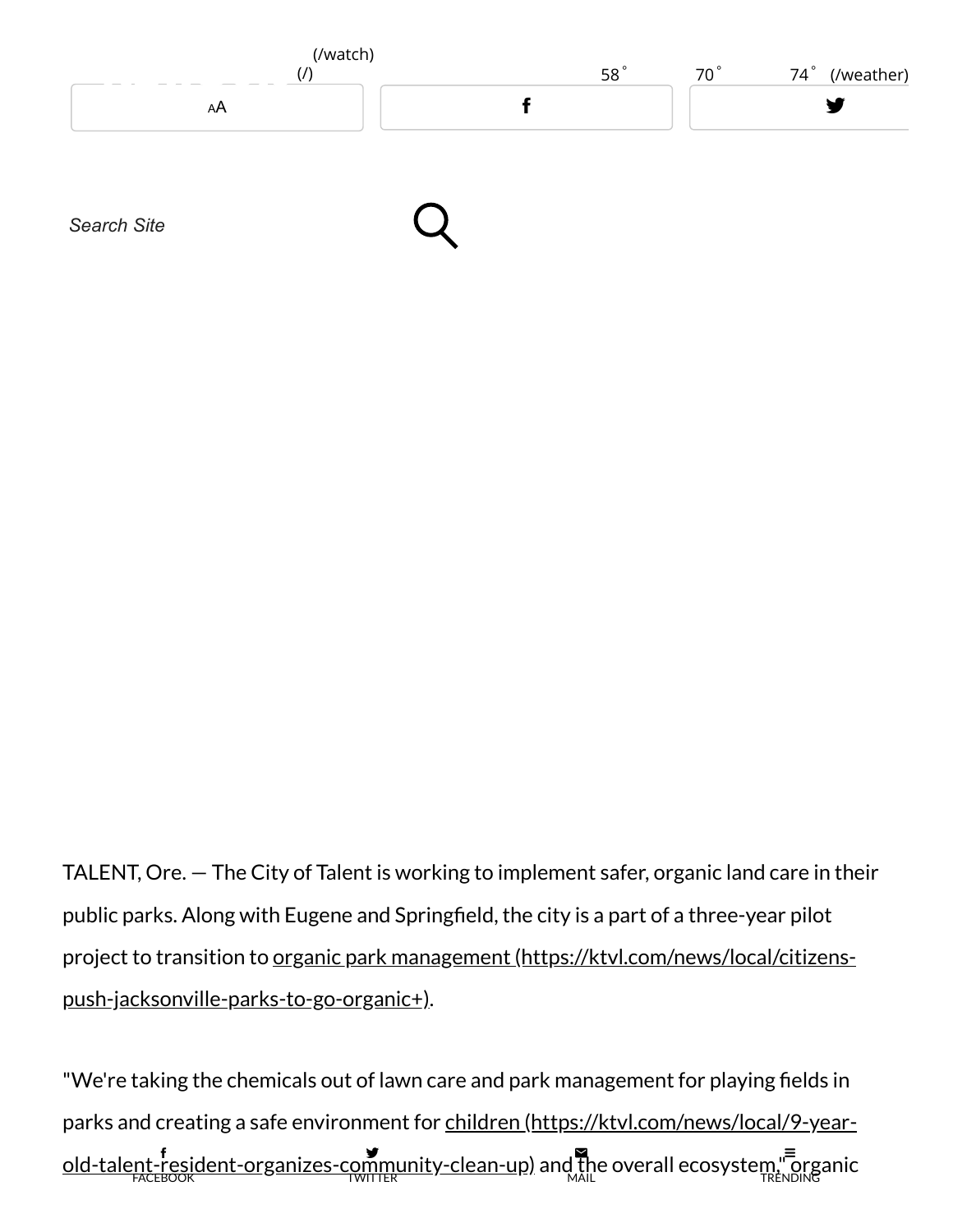TALENT, Ore. — The City of Talent is working to implement safer, organic land care in their public parks. Along with Eugene and Springfield, the city is a part of a three-year pilot project to transition to [organic park management (https://ktvl.com/news/local/citizens-push-jacksonville-parks-to-go-organic+)](https://ktvl.com/news/local/citizens-push-jacksonville-parks-to-go-organic+).

"We're taking the chemicals out of lawn care and park management for playing fields in parks and creating a safe environment for [children (https://ktvl.com/news/local/9-year-old-talent-resident-organizes-community-clean-up)](https://ktvl.com/news/local/9-year-old-talent-resident-organizes-community-clean-up) and the overall ecosystem," organic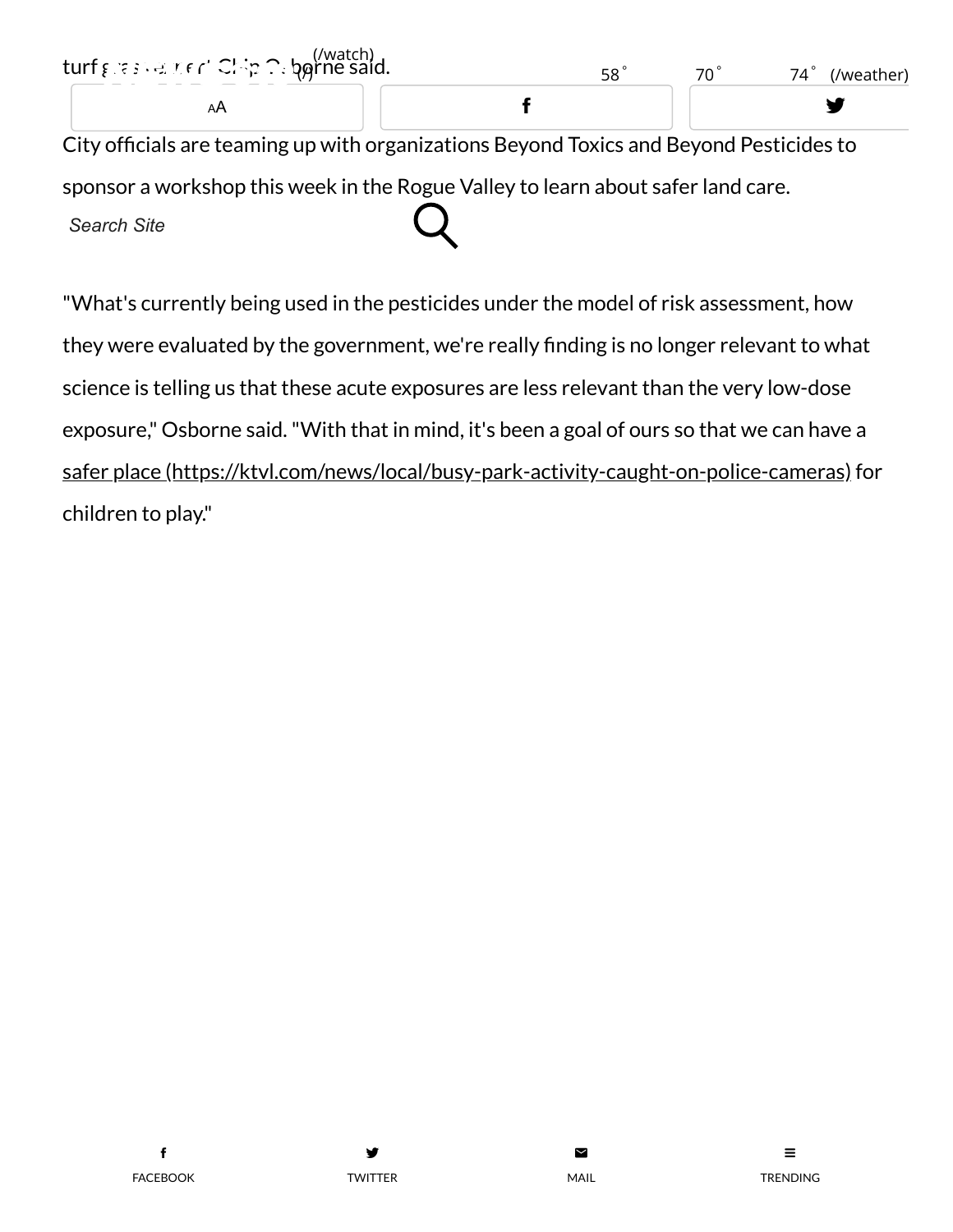turf grass expert Chip Osborne said.

City officials are teaming up with organizations Beyond Toxics and Beyond Pesticides to sponsor a workshop this week in the Rogue Valley to learn about safer land care.

"What's currently being used in the pesticides under the model of risk assessment, how they were evaluated by the government, we're really finding is no longer relevant to what science is telling us that these acute exposures are less relevant than the very low-dose exposure," Osborne said. "With that in mind, it's been a goal of ours so that we can have a safer place (https://ktvl.com/news/local/busy-park-activity-caught-on-police-cameras) for children to play."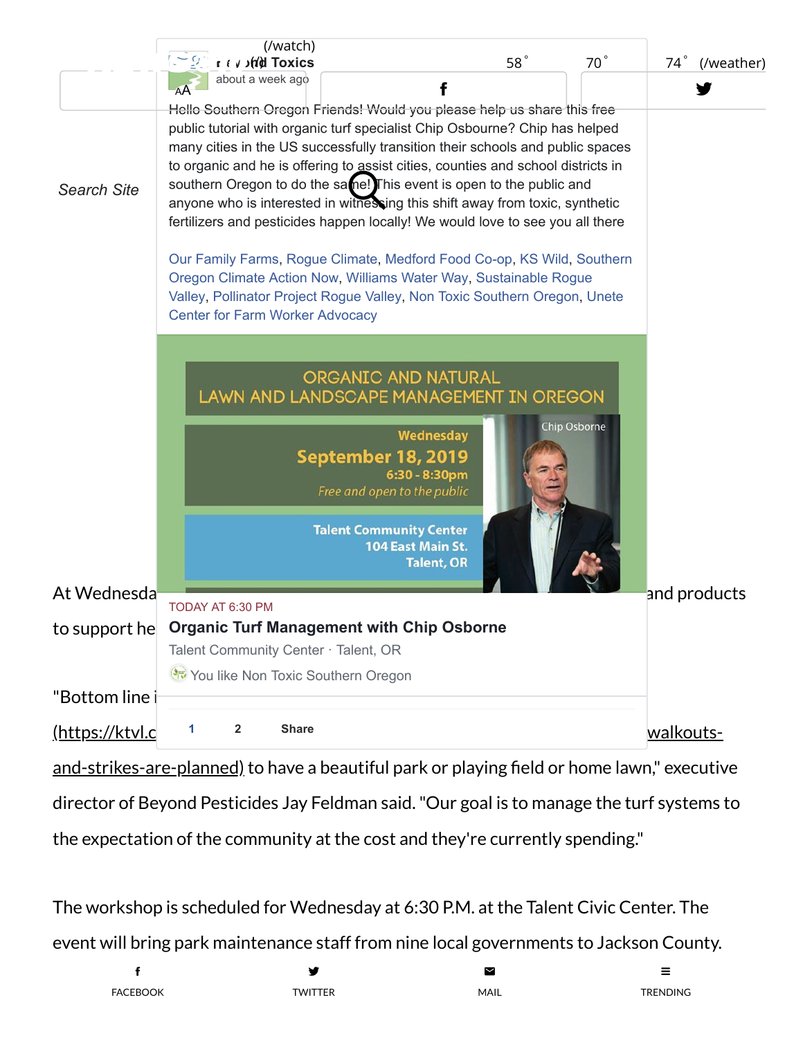Non Toxic Southern Oregon
about a week ago

Hello Southern Oregon Friends! Would you please help us share this free public tutorial with organic turf specialist Chip Osbourne? Chip has helped many cities in the US successfully transition their schools and public spaces to organic and he is offering to assist cities, counties and school districts in southern Oregon to do the same! This event is open to the public and anyone who is interested in witnessing this shift away from toxic, synthetic fertilizers and pesticides happen locally! We would love to see you all there

Our Family Farms, Rogue Climate, Medford Food Co-op, KS Wild, Southern Oregon Climate Action Now, Williams Water Way, Sustainable Rogue Valley, Pollinator Project Rogue Valley, Non Toxic Southern Oregon, Unete Center for Farm Worker Advocacy

ORGANIC AND NATURAL LAWN AND LANDSCAPE MANAGEMENT IN OREGON

Wednesday
September 18, 2019
6:30 - 8:30pm
*Free and open to the public*

Talent Community Center
104 East Main St.
Talent, OR

Chip Osborne

TODAY AT 6:30 PM
**Organic Turf Management with Chip Osborne**
Talent Community Center · Talent, OR
You like Non Toxic Southern Oregon

1 2 Share

At Wednesda... and products to support he...

"Bottom line i... (https://ktvl.c... walkouts-and-strikes-are-planned) to have a beautiful park or playing field or home lawn," executive director of Beyond Pesticides Jay Feldman said. "Our goal is to manage the turf systems to the expectation of the community at the cost and they're currently spending."

The workshop is scheduled for Wednesday at 6:30 P.M. at the Talent Civic Center. The event will bring park maintenance staff from nine local governments to Jackson County.